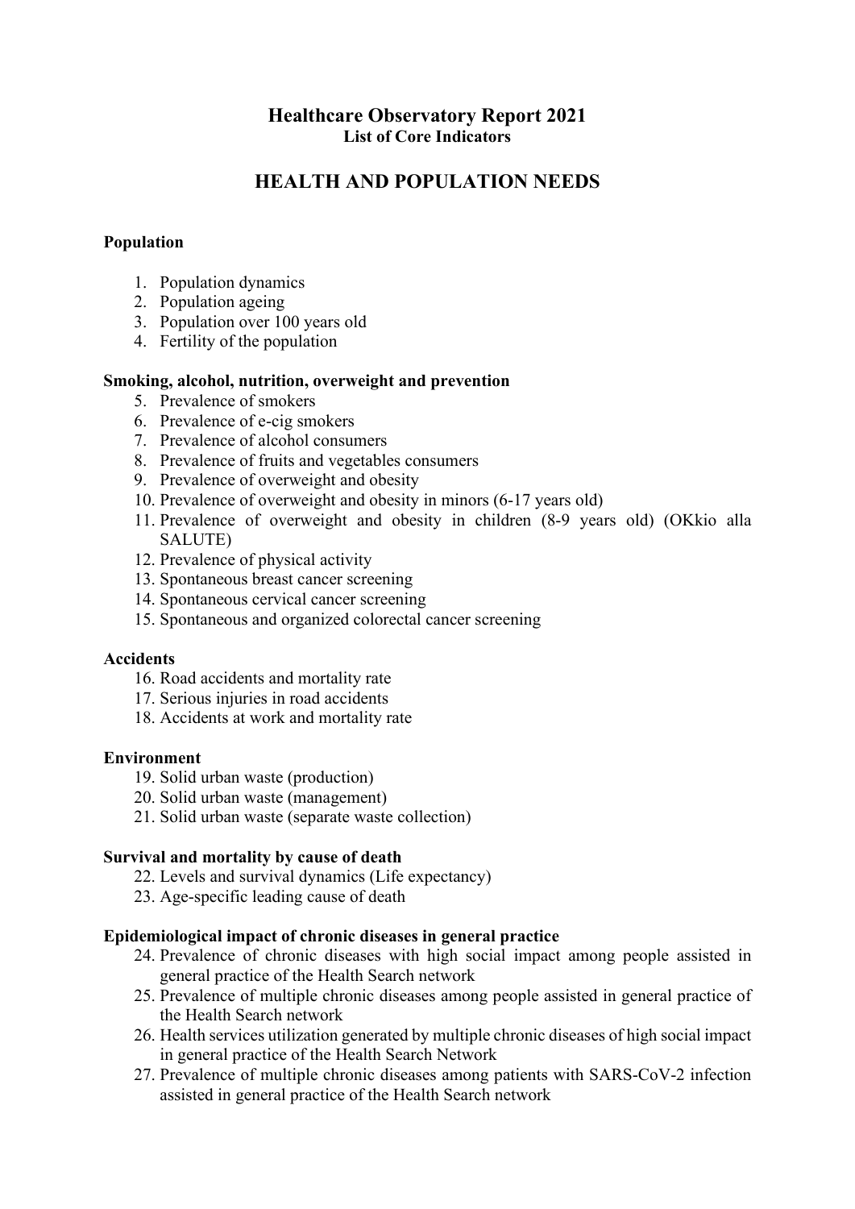# Healthcare Observatory Report 2021

**List of Core Indicators**

## HEALTH AND POPULATION NEEDS

### Population

1. Population dynamics
2. Population ageing
3. Population over 100 years old
4. Fertility of the population

### Smoking, alcohol, nutrition, overweight and prevention

5. Prevalence of smokers
6. Prevalence of e-cig smokers
7. Prevalence of alcohol consumers
8. Prevalence of fruits and vegetables consumers
9. Prevalence of overweight and obesity
10. Prevalence of overweight and obesity in minors (6-17 years old)
11. Prevalence of overweight and obesity in children (8-9 years old) (OKkio alla SALUTE)
12. Prevalence of physical activity
13. Spontaneous breast cancer screening
14. Spontaneous cervical cancer screening
15. Spontaneous and organized colorectal cancer screening

### Accidents

16. Road accidents and mortality rate
17. Serious injuries in road accidents
18. Accidents at work and mortality rate

### Environment

19. Solid urban waste (production)
20. Solid urban waste (management)
21. Solid urban waste (separate waste collection)

### Survival and mortality by cause of death

22. Levels and survival dynamics (Life expectancy)
23. Age-specific leading cause of death

### Epidemiological impact of chronic diseases in general practice

24. Prevalence of chronic diseases with high social impact among people assisted in general practice of the Health Search network
25. Prevalence of multiple chronic diseases among people assisted in general practice of the Health Search network
26. Health services utilization generated by multiple chronic diseases of high social impact in general practice of the Health Search Network
27. Prevalence of multiple chronic diseases among patients with SARS-CoV-2 infection assisted in general practice of the Health Search network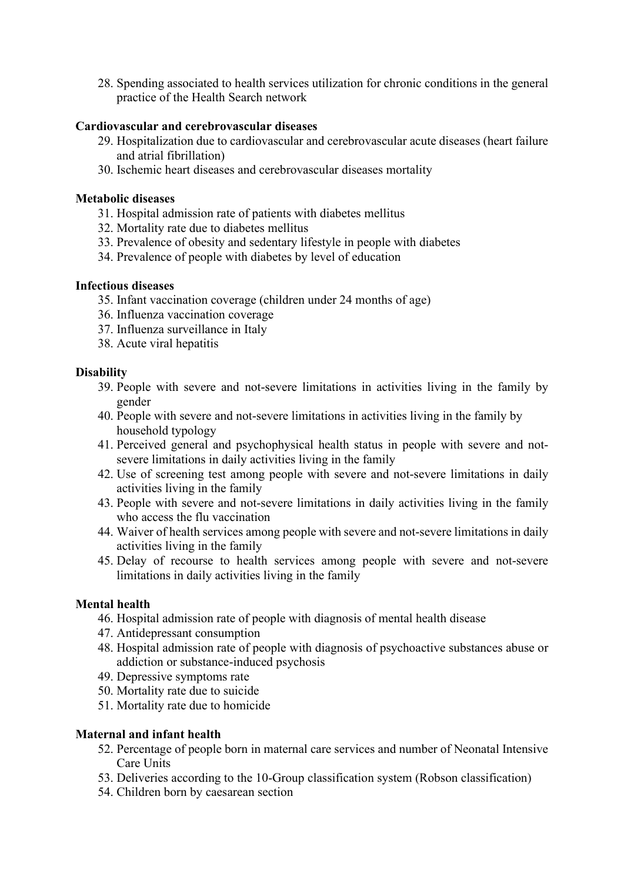28. Spending associated to health services utilization for chronic conditions in the general practice of the Health Search network

**Cardiovascular and cerebrovascular diseases**

29. Hospitalization due to cardiovascular and cerebrovascular acute diseases (heart failure and atrial fibrillation)
30. Ischemic heart diseases and cerebrovascular diseases mortality

**Metabolic diseases**

31. Hospital admission rate of patients with diabetes mellitus
32. Mortality rate due to diabetes mellitus
33. Prevalence of obesity and sedentary lifestyle in people with diabetes
34. Prevalence of people with diabetes by level of education

**Infectious diseases**

35. Infant vaccination coverage (children under 24 months of age)
36. Influenza vaccination coverage
37. Influenza surveillance in Italy
38. Acute viral hepatitis

**Disability**

39. People with severe and not-severe limitations in activities living in the family by gender
40. People with severe and not-severe limitations in activities living in the family by household typology
41. Perceived general and psychophysical health status in people with severe and not-severe limitations in daily activities living in the family
42. Use of screening test among people with severe and not-severe limitations in daily activities living in the family
43. People with severe and not-severe limitations in daily activities living in the family who access the flu vaccination
44. Waiver of health services among people with severe and not-severe limitations in daily activities living in the family
45. Delay of recourse to health services among people with severe and not-severe limitations in daily activities living in the family

**Mental health**

46. Hospital admission rate of people with diagnosis of mental health disease
47. Antidepressant consumption
48. Hospital admission rate of people with diagnosis of psychoactive substances abuse or addiction or substance-induced psychosis
49. Depressive symptoms rate
50. Mortality rate due to suicide
51. Mortality rate due to homicide

**Maternal and infant health**

52. Percentage of people born in maternal care services and number of Neonatal Intensive Care Units
53. Deliveries according to the 10-Group classification system (Robson classification)
54. Children born by caesarean section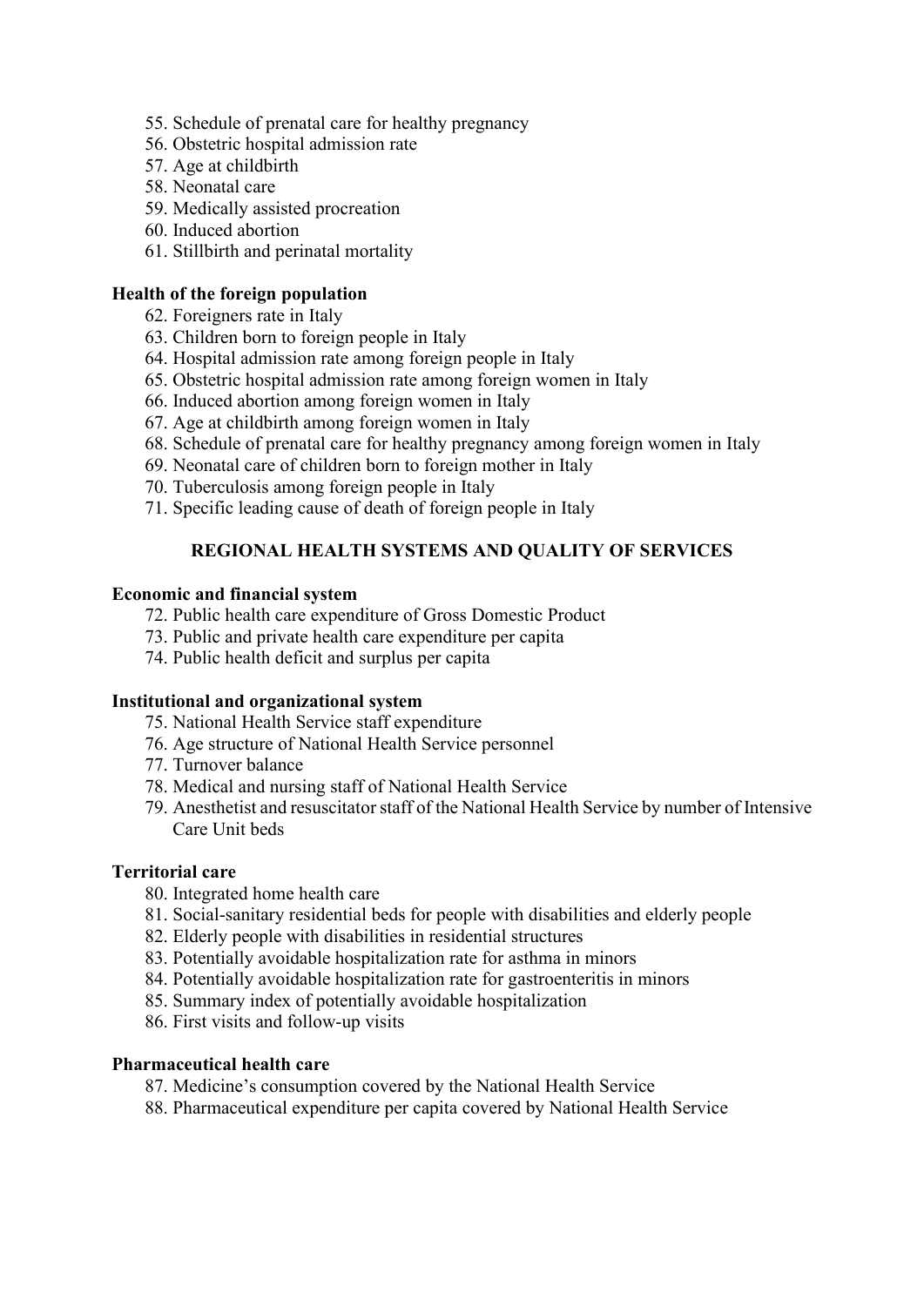55. Schedule of prenatal care for healthy pregnancy
56. Obstetric hospital admission rate
57. Age at childbirth
58. Neonatal care
59. Medically assisted procreation
60. Induced abortion
61. Stillbirth and perinatal mortality

**Health of the foreign population**

62. Foreigners rate in Italy
63. Children born to foreign people in Italy
64. Hospital admission rate among foreign people in Italy
65. Obstetric hospital admission rate among foreign women in Italy
66. Induced abortion among foreign women in Italy
67. Age at childbirth among foreign women in Italy
68. Schedule of prenatal care for healthy pregnancy among foreign women in Italy
69. Neonatal care of children born to foreign mother in Italy
70. Tuberculosis among foreign people in Italy
71. Specific leading cause of death of foreign people in Italy

## REGIONAL HEALTH SYSTEMS AND QUALITY OF SERVICES

**Economic and financial system**

72. Public health care expenditure of Gross Domestic Product
73. Public and private health care expenditure per capita
74. Public health deficit and surplus per capita

**Institutional and organizational system**

75. National Health Service staff expenditure
76. Age structure of National Health Service personnel
77. Turnover balance
78. Medical and nursing staff of National Health Service
79. Anesthetist and resuscitator staff of the National Health Service by number of Intensive Care Unit beds

**Territorial care**

80. Integrated home health care
81. Social-sanitary residential beds for people with disabilities and elderly people
82. Elderly people with disabilities in residential structures
83. Potentially avoidable hospitalization rate for asthma in minors
84. Potentially avoidable hospitalization rate for gastroenteritis in minors
85. Summary index of potentially avoidable hospitalization
86. First visits and follow-up visits

**Pharmaceutical health care**

87. Medicine's consumption covered by the National Health Service
88. Pharmaceutical expenditure per capita covered by National Health Service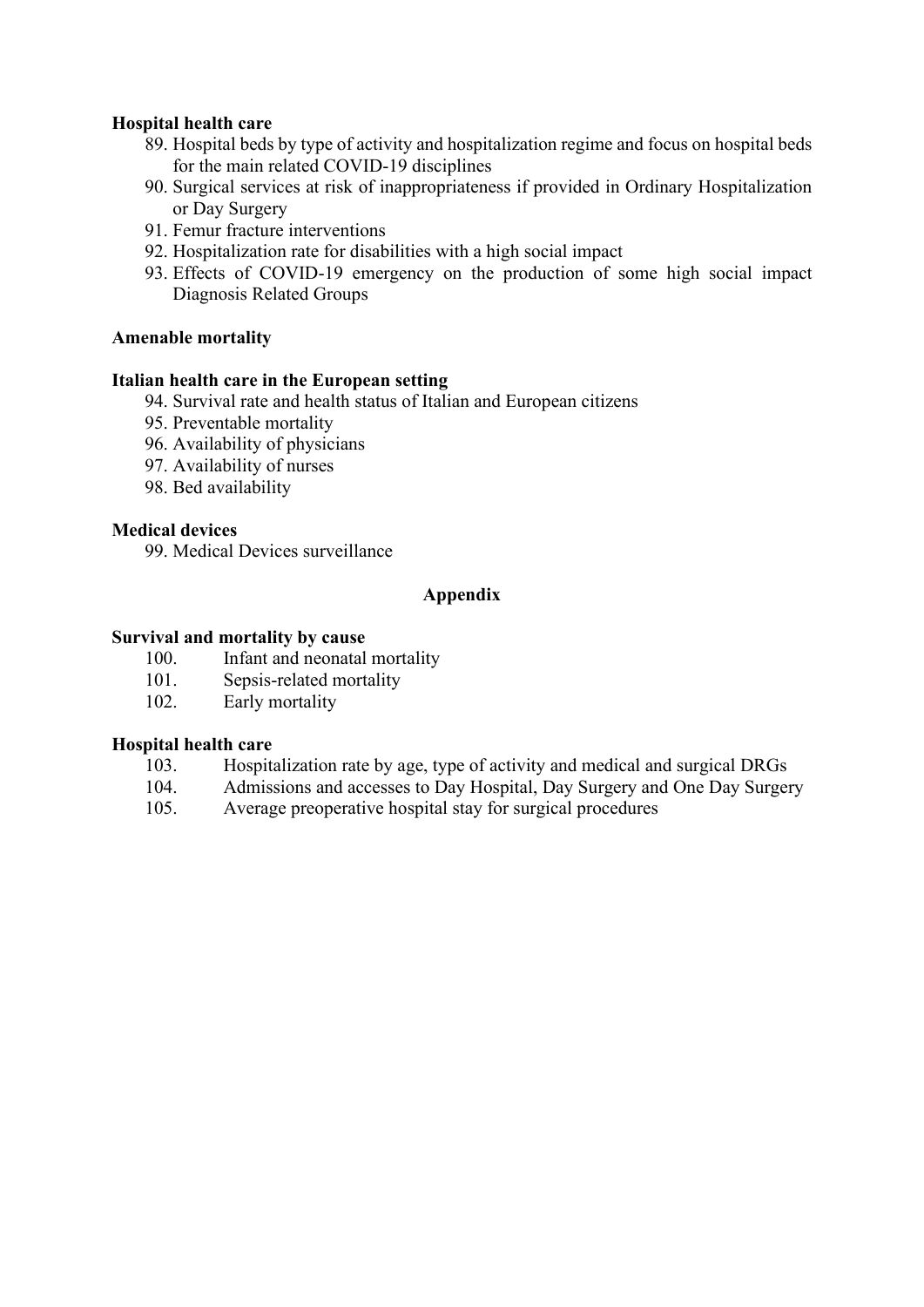**Hospital health care**

89. Hospital beds by type of activity and hospitalization regime and focus on hospital beds for the main related COVID-19 disciplines
90. Surgical services at risk of inappropriateness if provided in Ordinary Hospitalization or Day Surgery
91. Femur fracture interventions
92. Hospitalization rate for disabilities with a high social impact
93. Effects of COVID-19 emergency on the production of some high social impact Diagnosis Related Groups

**Amenable mortality**

**Italian health care in the European setting**

94. Survival rate and health status of Italian and European citizens
95. Preventable mortality
96. Availability of physicians
97. Availability of nurses
98. Bed availability

**Medical devices**

99. Medical Devices surveillance

## Appendix

**Survival and mortality by cause**

100. Infant and neonatal mortality
101. Sepsis-related mortality
102. Early mortality

**Hospital health care**

103. Hospitalization rate by age, type of activity and medical and surgical DRGs
104. Admissions and accesses to Day Hospital, Day Surgery and One Day Surgery
105. Average preoperative hospital stay for surgical procedures